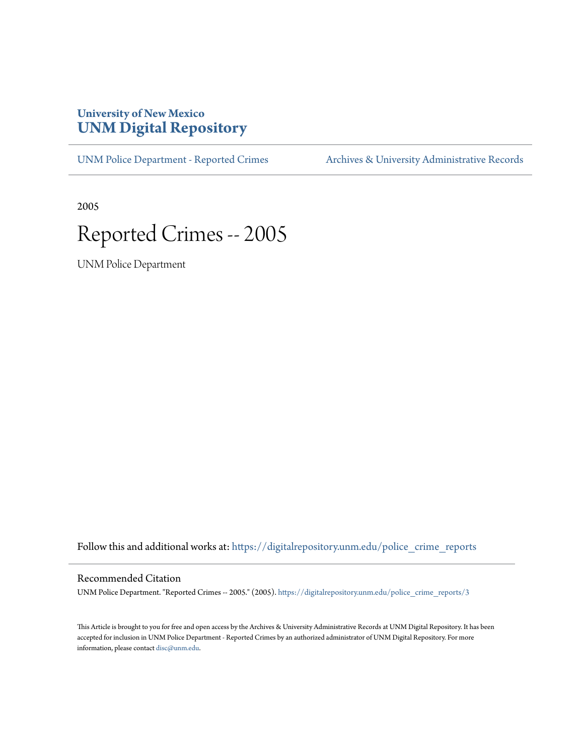**University of New Mexico**
# UNM Digital Repository

UNM Police Department - Reported Crimes | Archives & University Administrative Records

2005

# Reported Crimes -- 2005

UNM Police Department

Follow this and additional works at: https://digitalrepository.unm.edu/police_crime_reports

## Recommended Citation

UNM Police Department. "Reported Crimes -- 2005." (2005). https://digitalrepository.unm.edu/police_crime_reports/3

This Article is brought to you for free and open access by the Archives & University Administrative Records at UNM Digital Repository. It has been accepted for inclusion in UNM Police Department - Reported Crimes by an authorized administrator of UNM Digital Repository. For more information, please contact disc@unm.edu.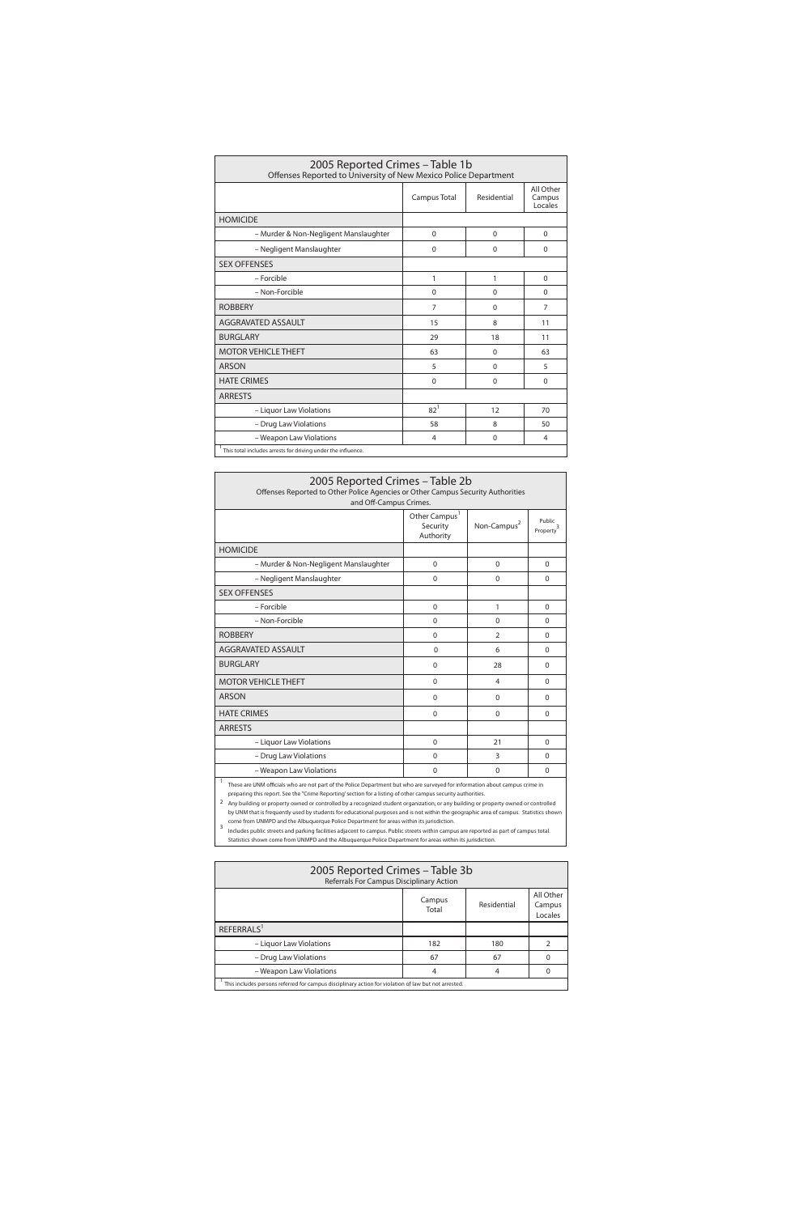## 2005 Reported Crimes – Table 1b

Offenses Reported to University of New Mexico Police Department

| | Campus Total | Residential | All Other Campus Locales |
|---|---|---|---|
| HOMICIDE | | | |
| – Murder & Non-Negligent Manslaughter | 0 | 0 | 0 |
| – Negligent Manslaughter | 0 | 0 | 0 |
| SEX OFFENSES | | | |
| – Forcible | 1 | 1 | 0 |
| – Non-Forcible | 0 | 0 | 0 |
| ROBBERY | 7 | 0 | 7 |
| AGGRAVATED ASSAULT | 15 | 8 | 11 |
| BURGLARY | 29 | 18 | 11 |
| MOTOR VEHICLE THEFT | 63 | 0 | 63 |
| ARSON | 5 | 0 | 5 |
| HATE CRIMES | 0 | 0 | 0 |
| ARRESTS | | | |
| – Liquor Law Violations | 82[1] | 12 | 70 |
| – Drug Law Violations | 58 | 8 | 50 |
| – Weapon Law Violations | 4 | 0 | 4 |

[1] This total includes arrests for driving under the influence.

## 2005 Reported Crimes – Table 2b

Offenses Reported to Other Police Agencies or Other Campus Security Authorities and Off-Campus Crimes.

| | Other Campus[1] Security Authority | Non-Campus[2] | Public Property[3] |
|---|---|---|---|
| HOMICIDE | | | |
| – Murder & Non-Negligent Manslaughter | 0 | 0 | 0 |
| – Negligent Manslaughter | 0 | 0 | 0 |
| SEX OFFENSES | | | |
| – Forcible | 0 | 1 | 0 |
| – Non-Forcible | 0 | 0 | 0 |
| ROBBERY | 0 | 2 | 0 |
| AGGRAVATED ASSAULT | 0 | 6 | 0 |
| BURGLARY | 0 | 28 | 0 |
| MOTOR VEHICLE THEFT | 0 | 4 | 0 |
| ARSON | 0 | 0 | 0 |
| HATE CRIMES | 0 | 0 | 0 |
| ARRESTS | | | |
| – Liquor Law Violations | 0 | 21 | 0 |
| – Drug Law Violations | 0 | 3 | 0 |
| – Weapon Law Violations | 0 | 0 | 0 |

[1] These are UNM officials who are not part of the Police Department but who are surveyed for information about campus crime in preparing this report. See the "Crime Reporting" section for a listing of other campus security authorities.

[2] Any building or property owned or controlled by a recognized student organization; or any building or property owned or controlled by UNM that is frequently used by students for educational purposes and is not within the geographic area of campus. Statistics shown come from UNMPD and the Albuquerque Police Department for areas within its jurisdiction.

[3] Includes public streets and parking facilities adjacent to campus. Public streets within campus are reported as part of campus total. Statistics shown come from UNMPD and the Albuquerque Police Department for areas within its jurisdiction.

## 2005 Reported Crimes – Table 3b

Referrals For Campus Disciplinary Action

| | Campus Total | Residential | All Other Campus Locales |
|---|---|---|---|
| REFERRALS[1] | | | |
| – Liquor Law Violations | 182 | 180 | 2 |
| – Drug Law Violations | 67 | 67 | 0 |
| – Weapon Law Violations | 4 | 4 | 0 |

[1] This includes persons referred for campus disciplinary action for violation of law but not arrested.